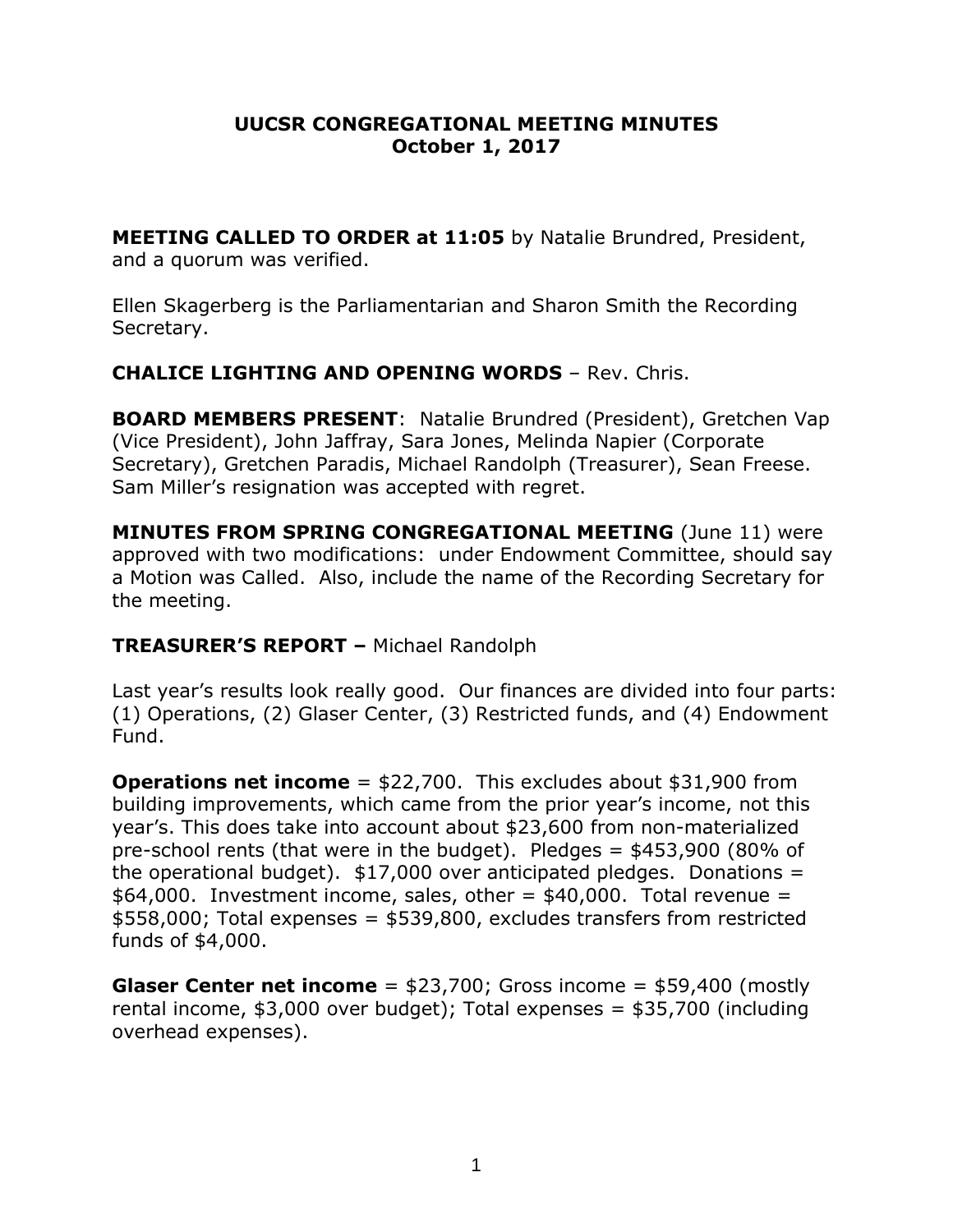# UUCSR CONGREGATIONAL MEETING MINUTES
## October 1, 2017

**MEETING CALLED TO ORDER at 11:05** by Natalie Brundred, President, and a quorum was verified.

Ellen Skagerberg is the Parliamentarian and Sharon Smith the Recording Secretary.

**CHALICE LIGHTING AND OPENING WORDS** – Rev. Chris.

**BOARD MEMBERS PRESENT**: Natalie Brundred (President), Gretchen Vap (Vice President), John Jaffray, Sara Jones, Melinda Napier (Corporate Secretary), Gretchen Paradis, Michael Randolph (Treasurer), Sean Freese. Sam Miller's resignation was accepted with regret.

**MINUTES FROM SPRING CONGREGATIONAL MEETING** (June 11) were approved with two modifications: under Endowment Committee, should say a Motion was Called. Also, include the name of the Recording Secretary for the meeting.

**TREASURER'S REPORT –** Michael Randolph

Last year's results look really good. Our finances are divided into four parts: (1) Operations, (2) Glaser Center, (3) Restricted funds, and (4) Endowment Fund.

**Operations net income** = $22,700. This excludes about $31,900 from building improvements, which came from the prior year's income, not this year's. This does take into account about $23,600 from non-materialized pre-school rents (that were in the budget). Pledges = $453,900 (80% of the operational budget). $17,000 over anticipated pledges. Donations = $64,000. Investment income, sales, other = $40,000. Total revenue = $558,000; Total expenses = $539,800, excludes transfers from restricted funds of $4,000.

**Glaser Center net income** = $23,700; Gross income = $59,400 (mostly rental income, $3,000 over budget); Total expenses = $35,700 (including overhead expenses).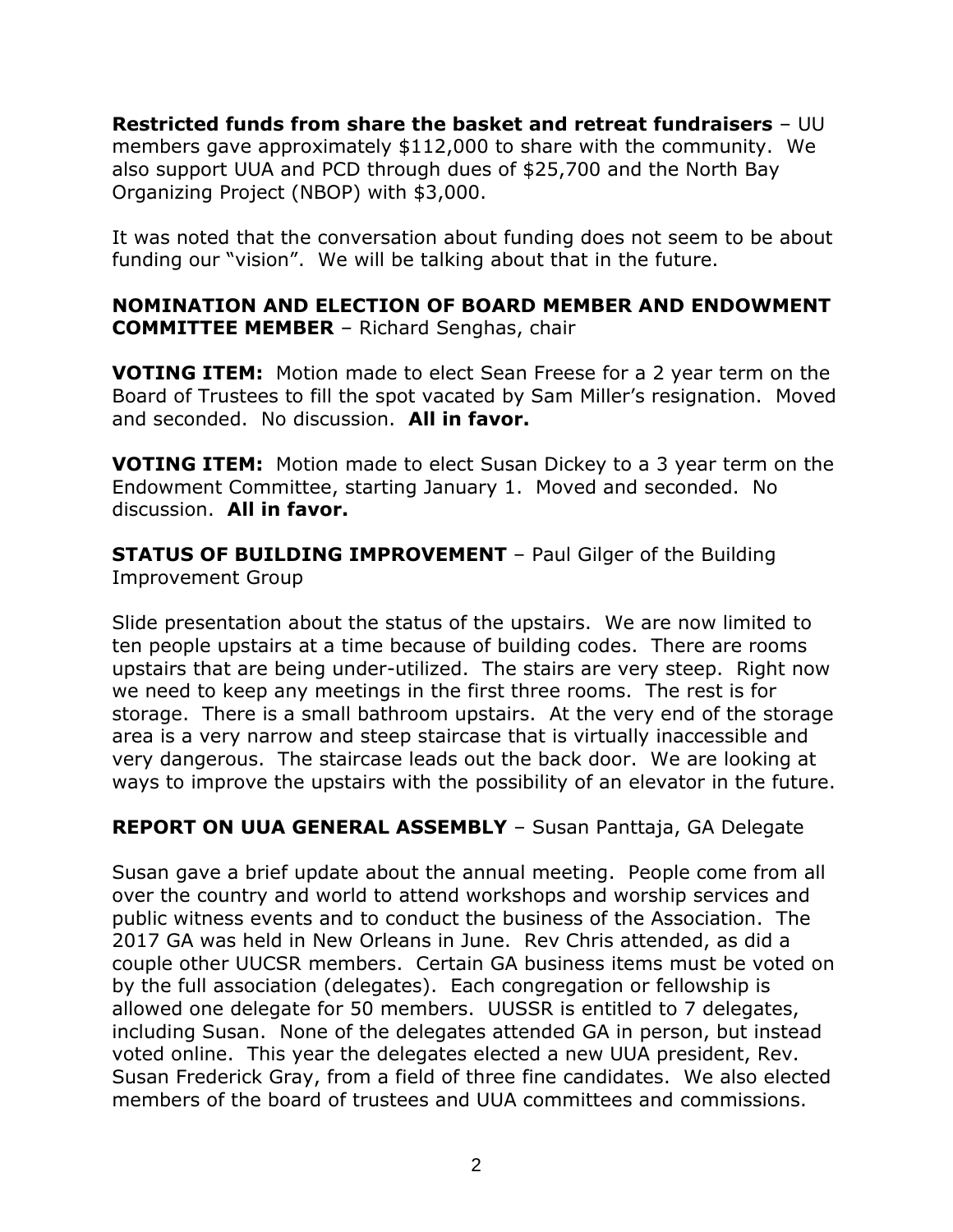**Restricted funds from share the basket and retreat fundraisers** – UU members gave approximately $112,000 to share with the community. We also support UUA and PCD through dues of $25,700 and the North Bay Organizing Project (NBOP) with $3,000.

It was noted that the conversation about funding does not seem to be about funding our "vision". We will be talking about that in the future.

**NOMINATION AND ELECTION OF BOARD MEMBER AND ENDOWMENT COMMITTEE MEMBER** – Richard Senghas, chair

**VOTING ITEM:** Motion made to elect Sean Freese for a 2 year term on the Board of Trustees to fill the spot vacated by Sam Miller's resignation. Moved and seconded. No discussion. **All in favor.**

**VOTING ITEM:** Motion made to elect Susan Dickey to a 3 year term on the Endowment Committee, starting January 1. Moved and seconded. No discussion. **All in favor.**

**STATUS OF BUILDING IMPROVEMENT** – Paul Gilger of the Building Improvement Group

Slide presentation about the status of the upstairs. We are now limited to ten people upstairs at a time because of building codes. There are rooms upstairs that are being under-utilized. The stairs are very steep. Right now we need to keep any meetings in the first three rooms. The rest is for storage. There is a small bathroom upstairs. At the very end of the storage area is a very narrow and steep staircase that is virtually inaccessible and very dangerous. The staircase leads out the back door. We are looking at ways to improve the upstairs with the possibility of an elevator in the future.

**REPORT ON UUA GENERAL ASSEMBLY** – Susan Panttaja, GA Delegate

Susan gave a brief update about the annual meeting. People come from all over the country and world to attend workshops and worship services and public witness events and to conduct the business of the Association. The 2017 GA was held in New Orleans in June. Rev Chris attended, as did a couple other UUCSR members. Certain GA business items must be voted on by the full association (delegates). Each congregation or fellowship is allowed one delegate for 50 members. UUSSR is entitled to 7 delegates, including Susan. None of the delegates attended GA in person, but instead voted online. This year the delegates elected a new UUA president, Rev. Susan Frederick Gray, from a field of three fine candidates. We also elected members of the board of trustees and UUA committees and commissions.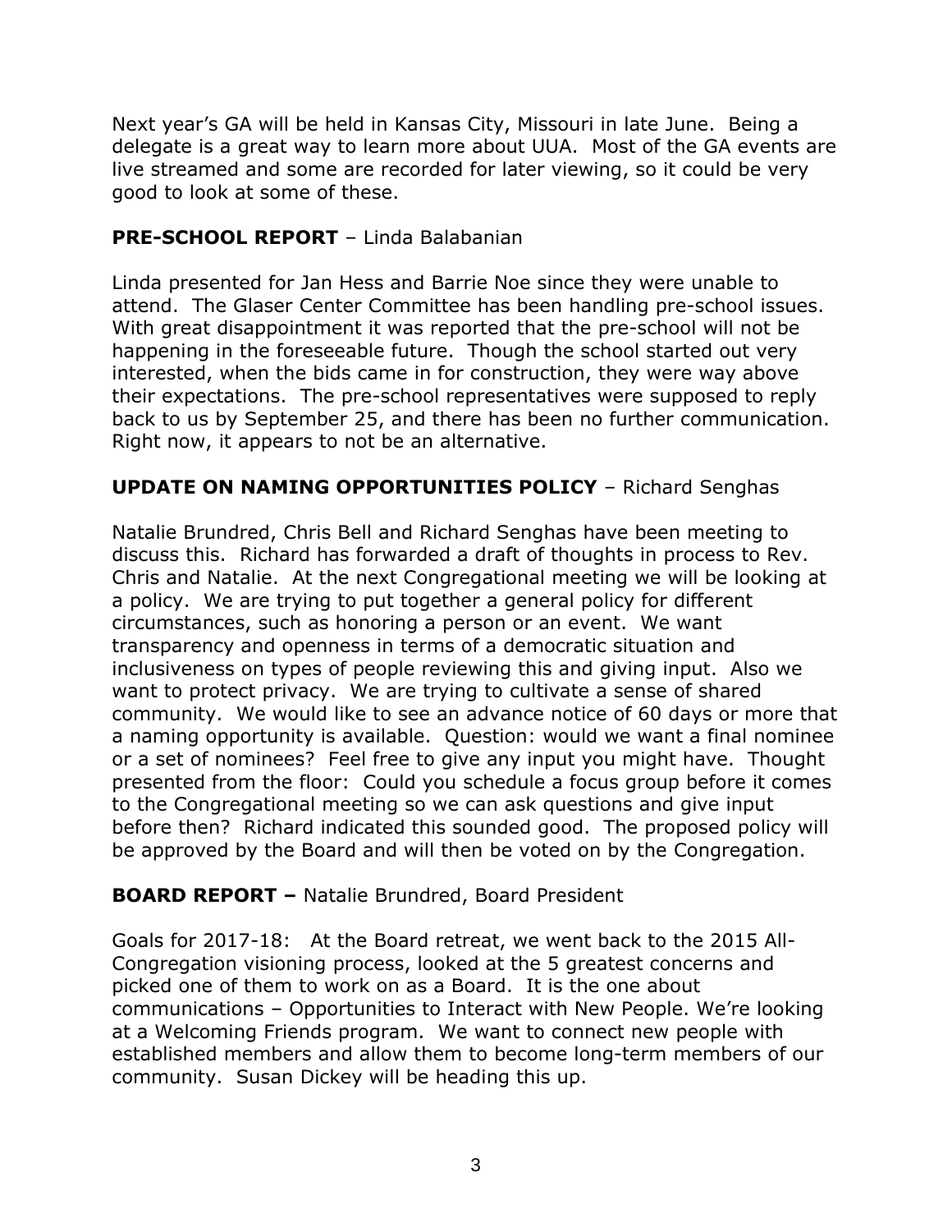Next year's GA will be held in Kansas City, Missouri in late June. Being a delegate is a great way to learn more about UUA. Most of the GA events are live streamed and some are recorded for later viewing, so it could be very good to look at some of these.

**PRE-SCHOOL REPORT** – Linda Balabanian

Linda presented for Jan Hess and Barrie Noe since they were unable to attend. The Glaser Center Committee has been handling pre-school issues. With great disappointment it was reported that the pre-school will not be happening in the foreseeable future. Though the school started out very interested, when the bids came in for construction, they were way above their expectations. The pre-school representatives were supposed to reply back to us by September 25, and there has been no further communication. Right now, it appears to not be an alternative.

**UPDATE ON NAMING OPPORTUNITIES POLICY** – Richard Senghas

Natalie Brundred, Chris Bell and Richard Senghas have been meeting to discuss this. Richard has forwarded a draft of thoughts in process to Rev. Chris and Natalie. At the next Congregational meeting we will be looking at a policy. We are trying to put together a general policy for different circumstances, such as honoring a person or an event. We want transparency and openness in terms of a democratic situation and inclusiveness on types of people reviewing this and giving input. Also we want to protect privacy. We are trying to cultivate a sense of shared community. We would like to see an advance notice of 60 days or more that a naming opportunity is available. Question: would we want a final nominee or a set of nominees? Feel free to give any input you might have. Thought presented from the floor: Could you schedule a focus group before it comes to the Congregational meeting so we can ask questions and give input before then? Richard indicated this sounded good. The proposed policy will be approved by the Board and will then be voted on by the Congregation.

**BOARD REPORT –** Natalie Brundred, Board President

Goals for 2017-18: At the Board retreat, we went back to the 2015 All-Congregation visioning process, looked at the 5 greatest concerns and picked one of them to work on as a Board. It is the one about communications – Opportunities to Interact with New People. We're looking at a Welcoming Friends program. We want to connect new people with established members and allow them to become long-term members of our community. Susan Dickey will be heading this up.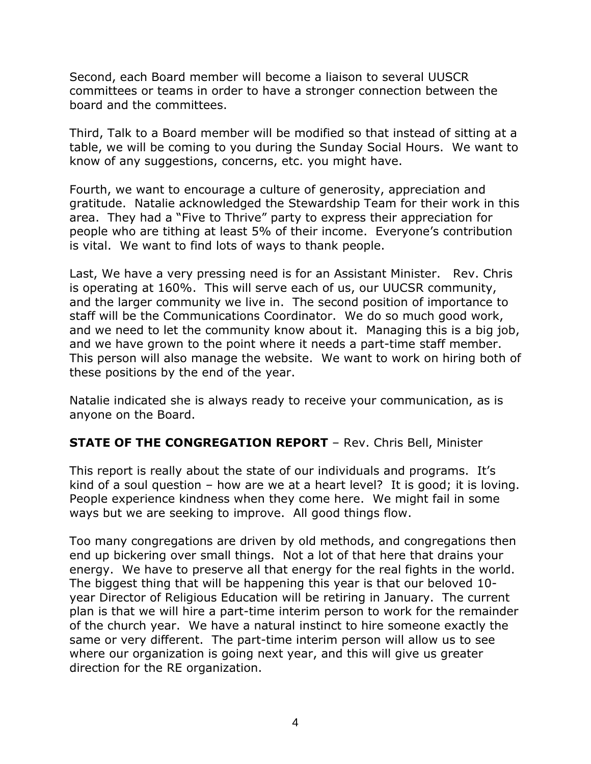Second, each Board member will become a liaison to several UUSCR committees or teams in order to have a stronger connection between the board and the committees.

Third, Talk to a Board member will be modified so that instead of sitting at a table, we will be coming to you during the Sunday Social Hours. We want to know of any suggestions, concerns, etc. you might have.

Fourth, we want to encourage a culture of generosity, appreciation and gratitude. Natalie acknowledged the Stewardship Team for their work in this area. They had a "Five to Thrive" party to express their appreciation for people who are tithing at least 5% of their income. Everyone's contribution is vital. We want to find lots of ways to thank people.

Last, We have a very pressing need is for an Assistant Minister. Rev. Chris is operating at 160%. This will serve each of us, our UUCSR community, and the larger community we live in. The second position of importance to staff will be the Communications Coordinator. We do so much good work, and we need to let the community know about it. Managing this is a big job, and we have grown to the point where it needs a part-time staff member. This person will also manage the website. We want to work on hiring both of these positions by the end of the year.

Natalie indicated she is always ready to receive your communication, as is anyone on the Board.

**STATE OF THE CONGREGATION REPORT** – Rev. Chris Bell, Minister

This report is really about the state of our individuals and programs. It's kind of a soul question – how are we at a heart level? It is good; it is loving. People experience kindness when they come here. We might fail in some ways but we are seeking to improve. All good things flow.

Too many congregations are driven by old methods, and congregations then end up bickering over small things. Not a lot of that here that drains your energy. We have to preserve all that energy for the real fights in the world. The biggest thing that will be happening this year is that our beloved 10-year Director of Religious Education will be retiring in January. The current plan is that we will hire a part-time interim person to work for the remainder of the church year. We have a natural instinct to hire someone exactly the same or very different. The part-time interim person will allow us to see where our organization is going next year, and this will give us greater direction for the RE organization.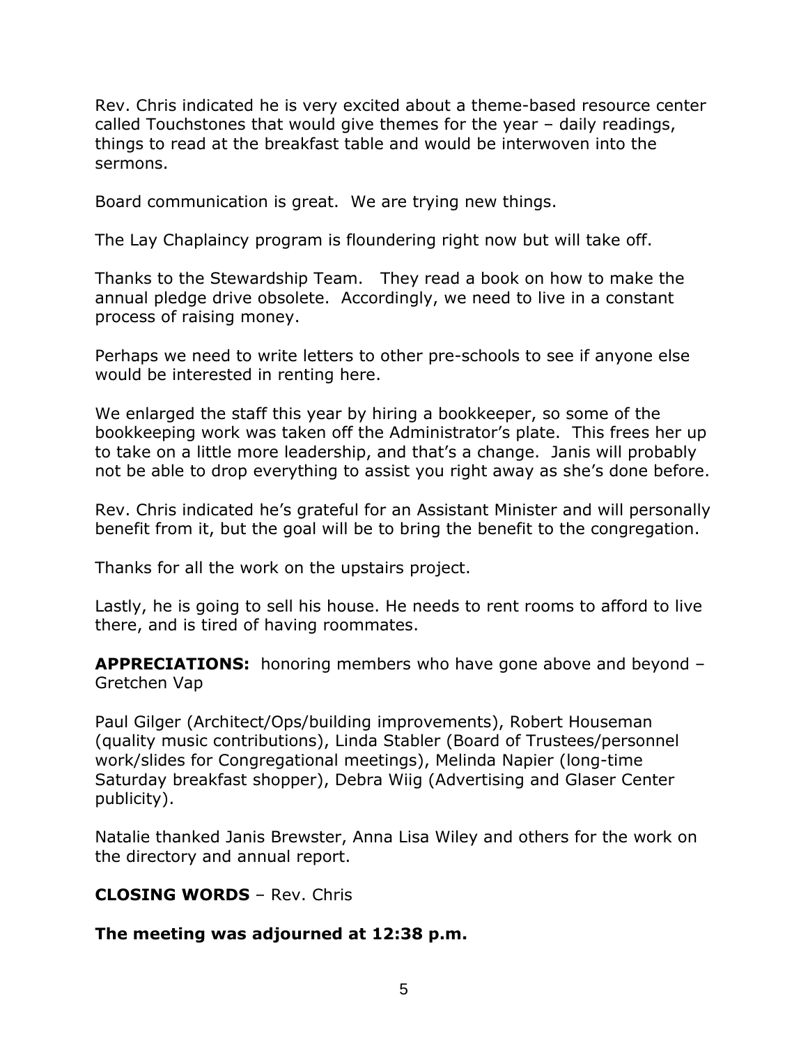Rev. Chris indicated he is very excited about a theme-based resource center called Touchstones that would give themes for the year – daily readings, things to read at the breakfast table and would be interwoven into the sermons.

Board communication is great. We are trying new things.

The Lay Chaplaincy program is floundering right now but will take off.

Thanks to the Stewardship Team. They read a book on how to make the annual pledge drive obsolete. Accordingly, we need to live in a constant process of raising money.

Perhaps we need to write letters to other pre-schools to see if anyone else would be interested in renting here.

We enlarged the staff this year by hiring a bookkeeper, so some of the bookkeeping work was taken off the Administrator's plate. This frees her up to take on a little more leadership, and that's a change. Janis will probably not be able to drop everything to assist you right away as she's done before.

Rev. Chris indicated he's grateful for an Assistant Minister and will personally benefit from it, but the goal will be to bring the benefit to the congregation.

Thanks for all the work on the upstairs project.

Lastly, he is going to sell his house. He needs to rent rooms to afford to live there, and is tired of having roommates.

**APPRECIATIONS:** honoring members who have gone above and beyond – Gretchen Vap

Paul Gilger (Architect/Ops/building improvements), Robert Houseman (quality music contributions), Linda Stabler (Board of Trustees/personnel work/slides for Congregational meetings), Melinda Napier (long-time Saturday breakfast shopper), Debra Wiig (Advertising and Glaser Center publicity).

Natalie thanked Janis Brewster, Anna Lisa Wiley and others for the work on the directory and annual report.

**CLOSING WORDS** – Rev. Chris

**The meeting was adjourned at 12:38 p.m.**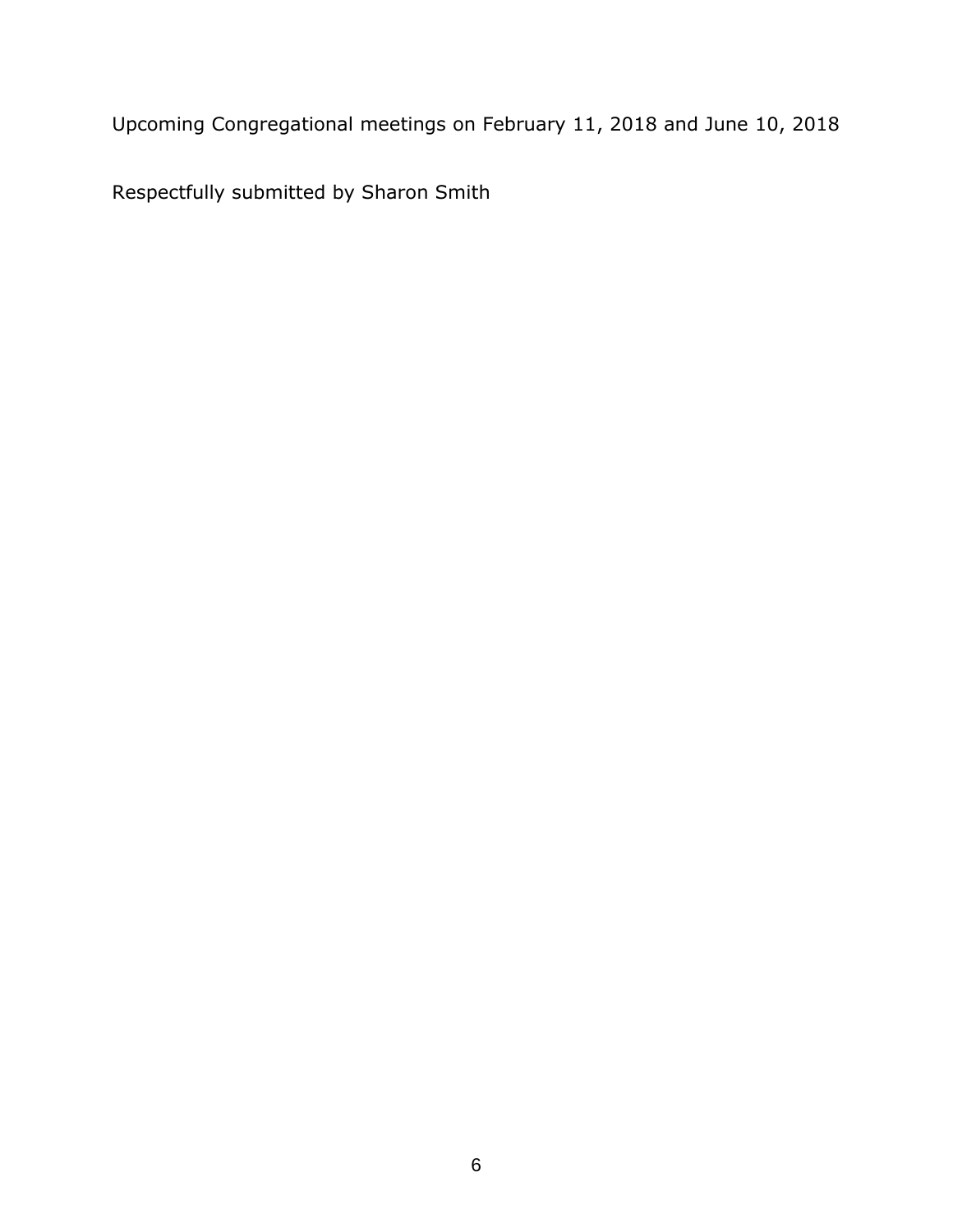Upcoming Congregational meetings on February 11, 2018 and June 10, 2018

Respectfully submitted by Sharon Smith